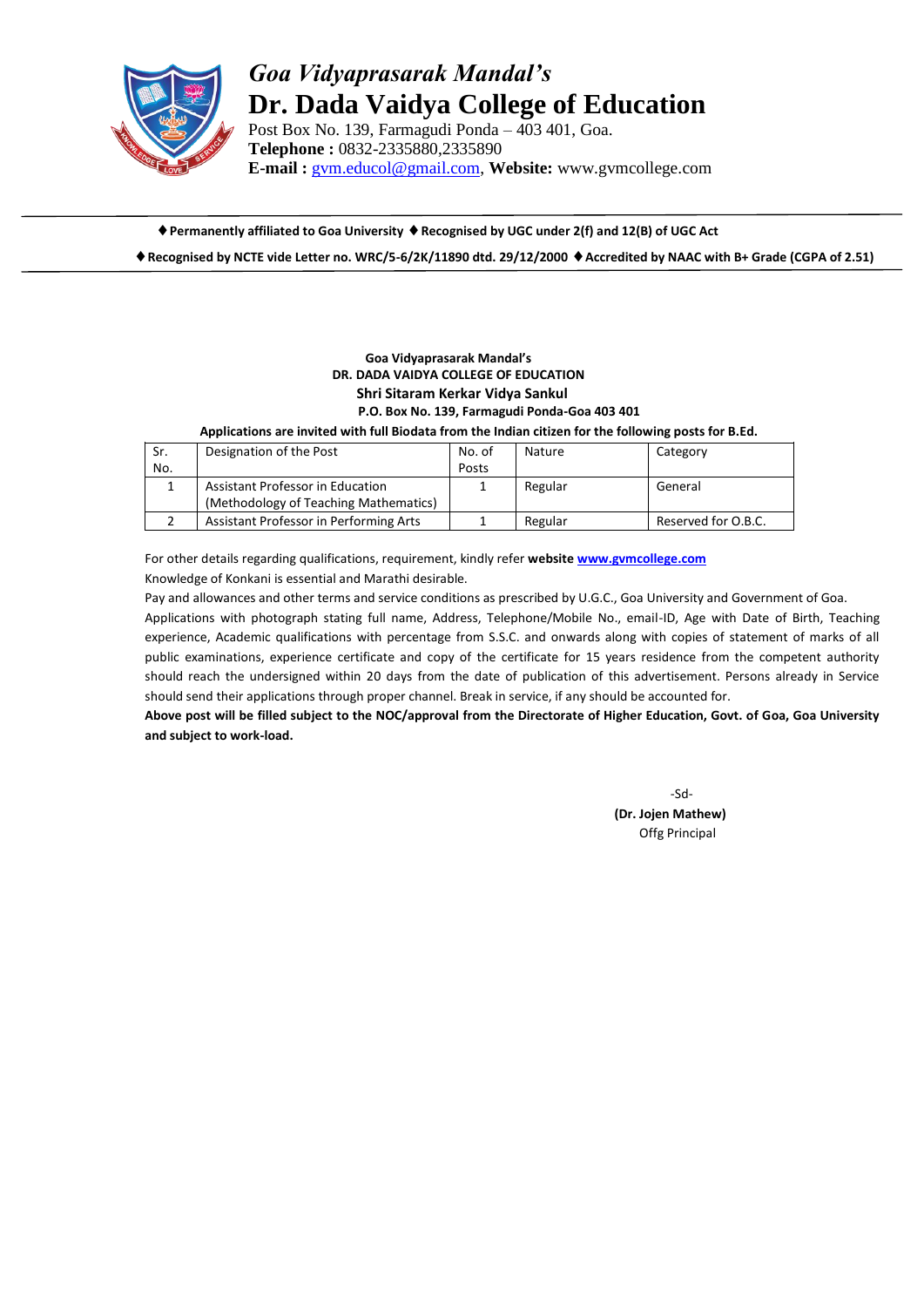# *Goa Vidyaprasarak Mandal's*

# Dr. Dada Vaidya College of Education

Post Box No. 139, Farmagudi Ponda – 403 401, Goa.
**Telephone :** 0832-2335880,2335890
**E-mail :** gvm.educol@gmail.com, **Website:** www.gvmcollege.com

♦ **Permanently affiliated to Goa University** ♦ **Recognised by UGC under 2(f) and 12(B) of UGC Act**

♦ **Recognised by NCTE vide Letter no. WRC/5-6/2K/11890 dtd. 29/12/2000** ♦ **Accredited by NAAC with B+ Grade (CGPA of 2.51)**

**Goa Vidyaprasarak Mandal's**
**DR. DADA VAIDYA COLLEGE OF EDUCATION**
**Shri Sitaram Kerkar Vidya Sankul**
**P.O. Box No. 139, Farmagudi Ponda-Goa 403 401**

**Applications are invited with full Biodata from the Indian citizen for the following posts for B.Ed.**

| Sr. No. | Designation of the Post | No. of Posts | Nature | Category |
|---|---|---|---|---|
| 1 | Assistant Professor in Education (Methodology of Teaching Mathematics) | 1 | Regular | General |
| 2 | Assistant Professor in Performing Arts | 1 | Regular | Reserved for O.B.C. |

For other details regarding qualifications, requirement, kindly refer **website www.gvmcollege.com**

Knowledge of Konkani is essential and Marathi desirable.

Pay and allowances and other terms and service conditions as prescribed by U.G.C., Goa University and Government of Goa.

Applications with photograph stating full name, Address, Telephone/Mobile No., email-ID, Age with Date of Birth, Teaching experience, Academic qualifications with percentage from S.S.C. and onwards along with copies of statement of marks of all public examinations, experience certificate and copy of the certificate for 15 years residence from the competent authority should reach the undersigned within 20 days from the date of publication of this advertisement. Persons already in Service should send their applications through proper channel. Break in service, if any should be accounted for.

**Above post will be filled subject to the NOC/approval from the Directorate of Higher Education, Govt. of Goa, Goa University and subject to work-load.**

-Sd-
**(Dr. Jojen Mathew)**
Offg Principal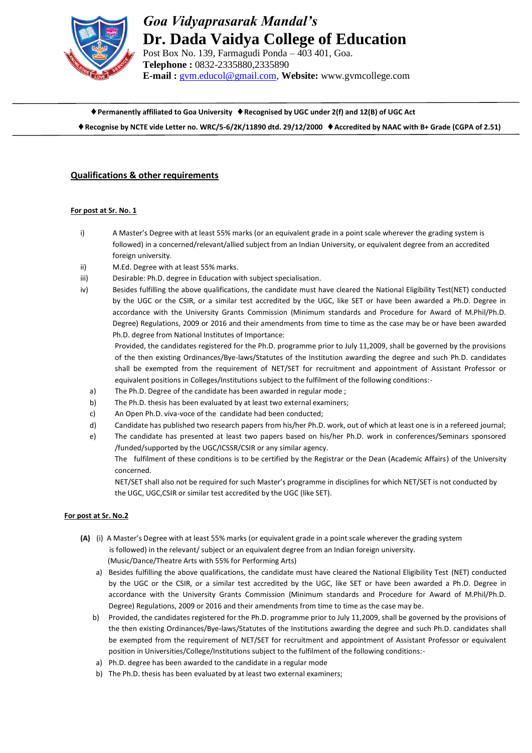# *Goa Vidyaprasarak Mandal's*
# Dr. Dada Vaidya College of Education

Post Box No. 139, Farmagudi Ponda – 403 401, Goa.
**Telephone :** 0832-2335880,2335890
**E-mail :** gvm.educol@gmail.com, **Website:** www.gvmcollege.com

♦ **Permanently affiliated to Goa University** ♦ **Recognised by UGC under 2(f) and 12(B) of UGC Act**

♦ **Recognise by NCTE vide Letter no. WRC/5-6/2K/11890 dtd. 29/12/2000** ♦ **Accredited by NAAC with B+ Grade (CGPA of 2.51)**

## Qualifications & other requirements

**For post at Sr. No. 1**

i) A Master's Degree with at least 55% marks (or an equivalent grade in a point scale wherever the grading system is followed) in a concerned/relevant/allied subject from an Indian University, or equivalent degree from an accredited foreign university.

ii) M.Ed. Degree with at least 55% marks.

iii) Desirable: Ph.D. degree in Education with subject specialisation.

iv) Besides fulfilling the above qualifications, the candidate must have cleared the National Eligibility Test(NET) conducted by the UGC or the CSIR, or a similar test accredited by the UGC, like SET or have been awarded a Ph.D. Degree in accordance with the University Grants Commission (Minimum standards and Procedure for Award of M.Phil/Ph.D. Degree) Regulations, 2009 or 2016 and their amendments from time to time as the case may be or have been awarded Ph.D. degree from National Institutes of Importance:

Provided, the candidates registered for the Ph.D. programme prior to July 11,2009, shall be governed by the provisions of the then existing Ordinances/Bye-laws/Statutes of the Institution awarding the degree and such Ph.D. candidates shall be exempted from the requirement of NET/SET for recruitment and appointment of Assistant Professor or equivalent positions in Colleges/Institutions subject to the fulfilment of the following conditions:-

a) The Ph.D. Degree of the candidate has been awarded in regular mode ;

b) The Ph.D. thesis has been evaluated by at least two external examiners;

c) An Open Ph.D. viva-voce of the candidate had been conducted;

d) Candidate has published two research papers from his/her Ph.D. work, out of which at least one is in a refereed journal;

e) The candidate has presented at least two papers based on his/her Ph.D. work in conferences/Seminars sponsored /funded/supported by the UGC/ICSSR/CSIR or any similar agency.

The fulfilment of these conditions is to be certified by the Registrar or the Dean (Academic Affairs) of the University concerned.

NET/SET shall also not be required for such Master's programme in disciplines for which NET/SET is not conducted by the UGC, UGC,CSIR or similar test accredited by the UGC (like SET).

**For post at Sr. No.2**

**(A)** (i) A Master's Degree with at least 55% marks (or equivalent grade in a point scale wherever the grading system is followed) in the relevant/ subject or an equivalent degree from an Indian foreign university. (Music/Dance/Theatre Arts with 55% for Performing Arts)

a) Besides fulfilling the above qualifications, the candidate must have cleared the National Eligibility Test (NET) conducted by the UGC or the CSIR, or a similar test accredited by the UGC, like SET or have been awarded a Ph.D. Degree in accordance with the University Grants Commission (Minimum standards and Procedure for Award of M.Phil/Ph.D. Degree) Regulations, 2009 or 2016 and their amendments from time to time as the case may be.

b) Provided, the candidates registered for the Ph.D. programme prior to July 11,2009, shall be governed by the provisions of the then existing Ordinances/Bye-laws/Statutes of the Institutions awarding the degree and such Ph.D. candidates shall be exempted from the requirement of NET/SET for recruitment and appointment of Assistant Professor or equivalent position in Universities/College/Institutions subject to the fulfilment of the following conditions:-

a) Ph.D. degree has been awarded to the candidate in a regular mode

b) The Ph.D. thesis has been evaluated by at least two external examiners;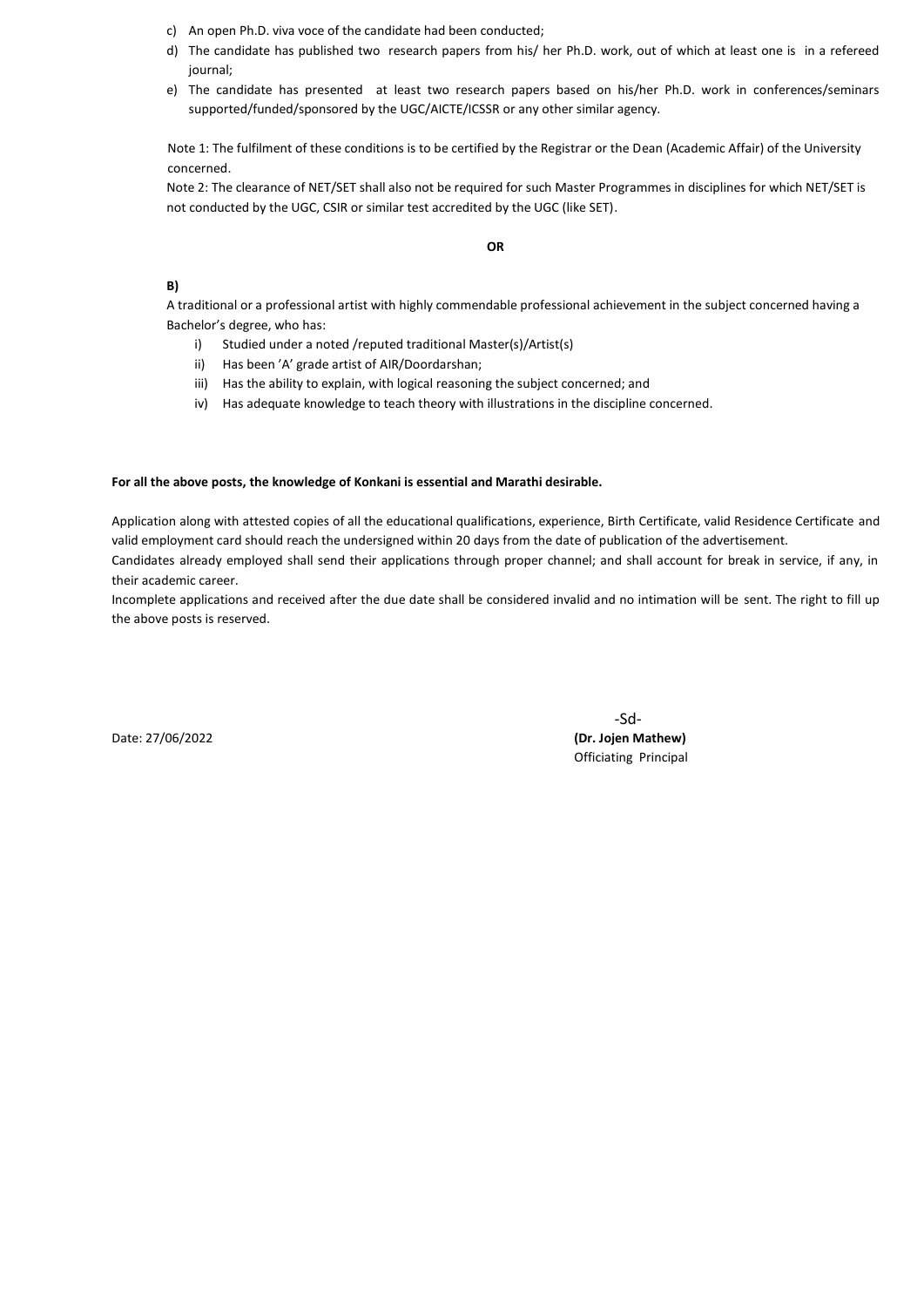c) An open Ph.D. viva voce of the candidate had been conducted;
d) The candidate has published two research papers from his/ her Ph.D. work, out of which at least one is in a refereed journal;
e) The candidate has presented at least two research papers based on his/her Ph.D. work in conferences/seminars supported/funded/sponsored by the UGC/AICTE/ICSSR or any other similar agency.

Note 1: The fulfilment of these conditions is to be certified by the Registrar or the Dean (Academic Affair) of the University concerned.

Note 2: The clearance of NET/SET shall also not be required for such Master Programmes in disciplines for which NET/SET is not conducted by the UGC, CSIR or similar test accredited by the UGC (like SET).

**OR**

**B)**

A traditional or a professional artist with highly commendable professional achievement in the subject concerned having a Bachelor's degree, who has:

i) Studied under a noted /reputed traditional Master(s)/Artist(s)
ii) Has been 'A' grade artist of AIR/Doordarshan;
iii) Has the ability to explain, with logical reasoning the subject concerned; and
iv) Has adequate knowledge to teach theory with illustrations in the discipline concerned.

**For all the above posts, the knowledge of Konkani is essential and Marathi desirable.**

Application along with attested copies of all the educational qualifications, experience, Birth Certificate, valid Residence Certificate and valid employment card should reach the undersigned within 20 days from the date of publication of the advertisement.

Candidates already employed shall send their applications through proper channel; and shall account for break in service, if any, in their academic career.

Incomplete applications and received after the due date shall be considered invalid and no intimation will be sent. The right to fill up the above posts is reserved.

-Sd-

Date: 27/06/2022

**(Dr. Jojen Mathew)**
Officiating Principal